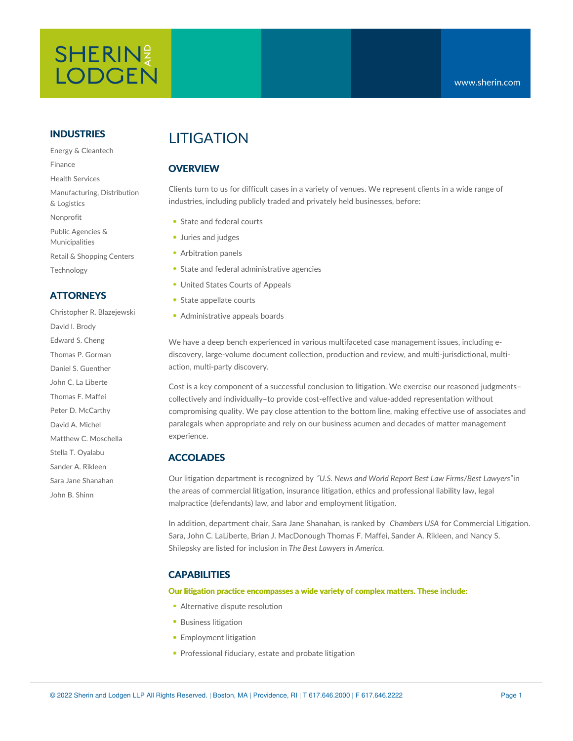SHERIN AND LODGEN

www.sherin.com

## INDUSTRIES

Energy & Cleantech

Finance

Health Services

Manufacturing, Distribution & Logistics

Nonprofit

Public Agencies & Municipalities

Retail & Shopping Centers

Technology

## ATTORNEYS

Christopher R. Blazejewski

David I. Brody

Edward S. Cheng

Thomas P. Gorman

Daniel S. Guenther

John C. La Liberte

Thomas F. Maffei

Peter D. McCarthy

David A. Michel

Matthew C. Moschella

Stella T. Oyalabu

Sander A. Rikleen

Sara Jane Shanahan

John B. Shinn

# LITIGATION

## OVERVIEW

Clients turn to us for difficult cases in a variety of venues. We represent clients in a wide range of industries, including publicly traded and privately held businesses, before:

- State and federal courts
- Juries and judges
- Arbitration panels
- State and federal administrative agencies
- United States Courts of Appeals
- State appellate courts
- Administrative appeals boards

We have a deep bench experienced in various multifaceted case management issues, including e-discovery, large-volume document collection, production and review, and multi-jurisdictional, multi-action, multi-party discovery.

Cost is a key component of a successful conclusion to litigation. We exercise our reasoned judgments–collectively and individually–to provide cost-effective and value-added representation without compromising quality. We pay close attention to the bottom line, making effective use of associates and paralegals when appropriate and rely on our business acumen and decades of matter management experience.

## ACCOLADES

Our litigation department is recognized by *"U.S. News and World Report Best Law Firms/Best Lawyers"* in the areas of commercial litigation, insurance litigation, ethics and professional liability law, legal malpractice (defendants) law, and labor and employment litigation.

In addition, department chair, Sara Jane Shanahan, is ranked by *Chambers USA* for Commercial Litigation. Sara, John C. LaLiberte, Brian J. MacDonough Thomas F. Maffei, Sander A. Rikleen, and Nancy S. Shilepsky are listed for inclusion in *The Best Lawyers in America.*

## CAPABILITIES

**Our litigation practice encompasses a wide variety of complex matters. These include:**

- Alternative dispute resolution
- Business litigation
- Employment litigation
- Professional fiduciary, estate and probate litigation

© 2022 Sherin and Lodgen LLP All Rights Reserved. | Boston, MA | Providence, RI | T 617.646.2000 | F 617.646.2222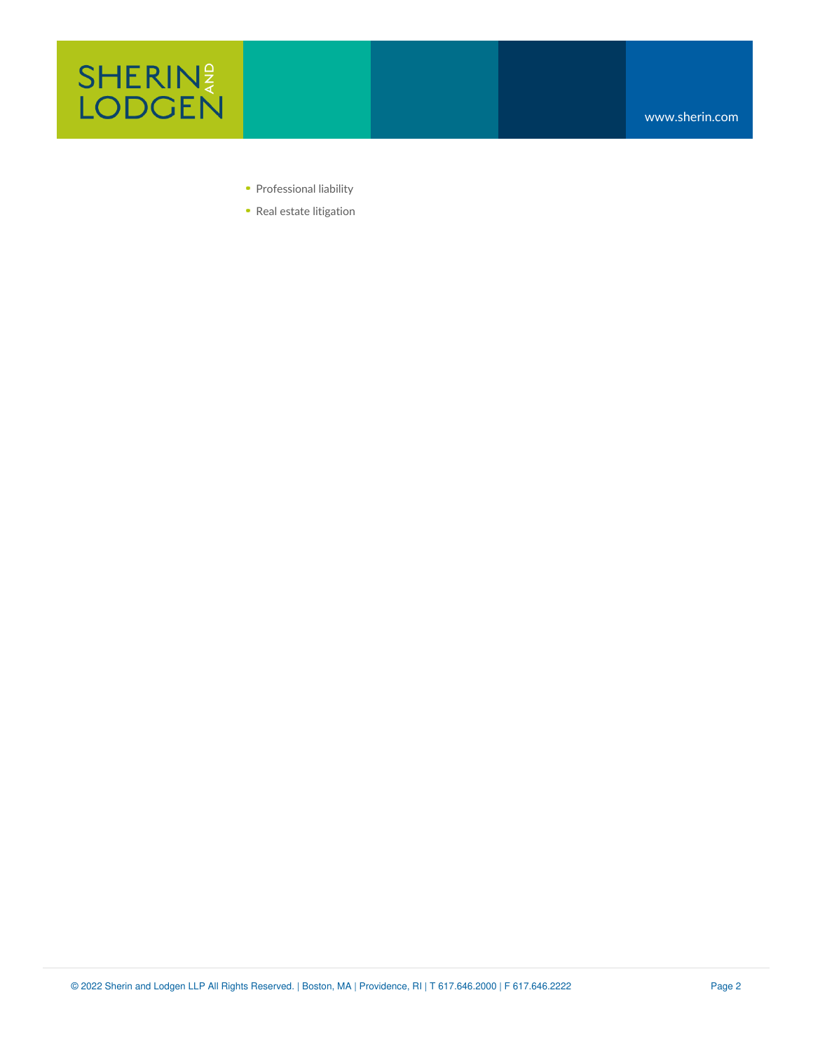- Professional liability
- Real estate litigation